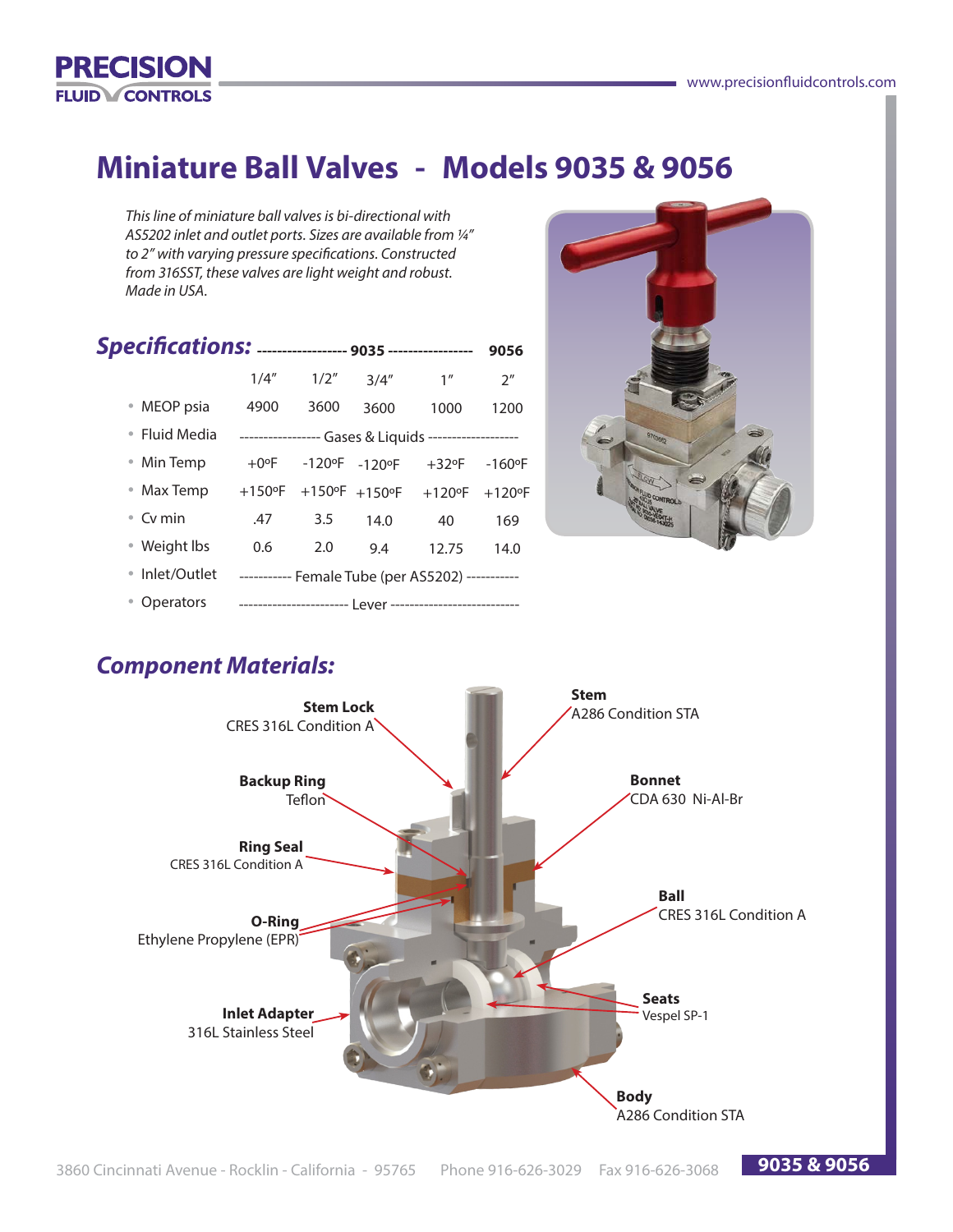# Miniature Ball Valves - Models 9035 & 9056

*This line of miniature ball valves is bi-directional with AS5202 inlet and outlet ports. Sizes are available from ¼" to 2" with varying pressure specifications. Constructed from 316SST, these valves are light weight and robust. Made in USA.*

## *Specifications:*

| | 9035 | | | | 9056 |
|---|---|---|---|---|---|
| | 1/4" | 1/2" | 3/4" | 1" | 2" |
| • MEOP psia | 4900 | 3600 | 3600 | 1000 | 1200 |
| • Fluid Media | Gases & Liquids | | | | |
| • Min Temp | +0ºF | -120ºF | -120ºF | +32ºF | -160ºF |
| • Max Temp | +150ºF | +150ºF | +150ºF | +120ºF | +120ºF |
| • Cv min | .47 | 3.5 | 14.0 | 40 | 169 |
| • Weight lbs | 0.6 | 2.0 | 9.4 | 12.75 | 14.0 |
| • Inlet/Outlet | Female Tube (per AS5202) | | | | |
| • Operators | Lever | | | | |

## *Component Materials:*

- **Stem Lock** – CRES 316L Condition A
- **Stem** – A286 Condition STA
- **Backup Ring** – Teflon
- **Bonnet** – CDA 630 Ni-Al-Br
- **Ring Seal** – CRES 316L Condition A
- **O-Ring** – Ethylene Propylene (EPR)
- **Ball** – CRES 316L Condition A
- **Seats** – Vespel SP-1
- **Inlet Adapter** – 316L Stainless Steel
- **Body** – A286 Condition STA

3860 Cincinnati Avenue - Rocklin - California - 95765 Phone 916-626-3029 Fax 916-626-3068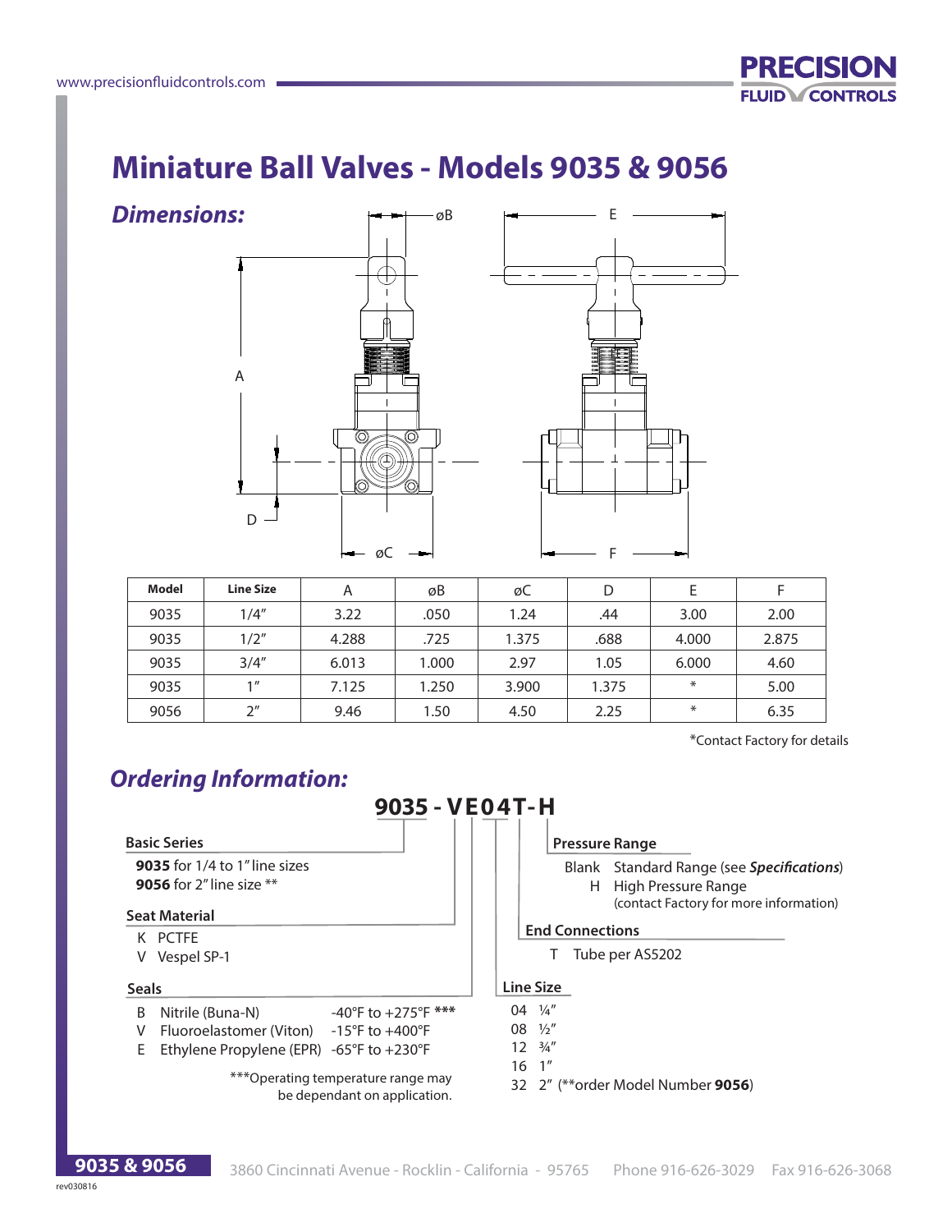# Miniature Ball Valves - Models 9035 & 9056

## *Dimensions:*

øB

E

A

D

øC

F

| Model | Line Size | A | øB | øC | D | E | F |
|---|---|---|---|---|---|---|---|
| 9035 | 1/4″ | 3.22 | .050 | 1.24 | .44 | 3.00 | 2.00 |
| 9035 | 1/2″ | 4.288 | .725 | 1.375 | .688 | 4.000 | 2.875 |
| 9035 | 3/4″ | 6.013 | 1.000 | 2.97 | 1.05 | 6.000 | 4.60 |
| 9035 | 1″ | 7.125 | 1.250 | 3.900 | 1.375 | * | 5.00 |
| 9056 | 2″ | 9.46 | 1.50 | 4.50 | 2.25 | * | 6.35 |

*Contact Factory for details

## *Ordering Information:*

**9035 - VE04T-H**

**Basic Series**

- **9035** for 1/4 to 1″ line sizes
- **9056** for 2″ line size **

**Seat Material**

- K PCTFE
- V Vespel SP-1

**Seals**

- B Nitrile (Buna-N) -40°F to +275°F ***
- V Fluoroelastomer (Viton) -15°F to +400°F
- E Ethylene Propylene (EPR) -65°F to +230°F

***Operating temperature range may be dependant on application.

**Pressure Range**

- Blank Standard Range (see ***Specifications***)
- H High Pressure Range (contact Factory for more information)

**End Connections**

- T Tube per AS5202

**Line Size**

- 04 ¼″
- 08 ½″
- 12 ¾″
- 16 1″
- 32 2″ (**order Model Number **9056**)

3860 Cincinnati Avenue - Rocklin - California - 95765 Phone 916-626-3029 Fax 916-626-3068

rev030816